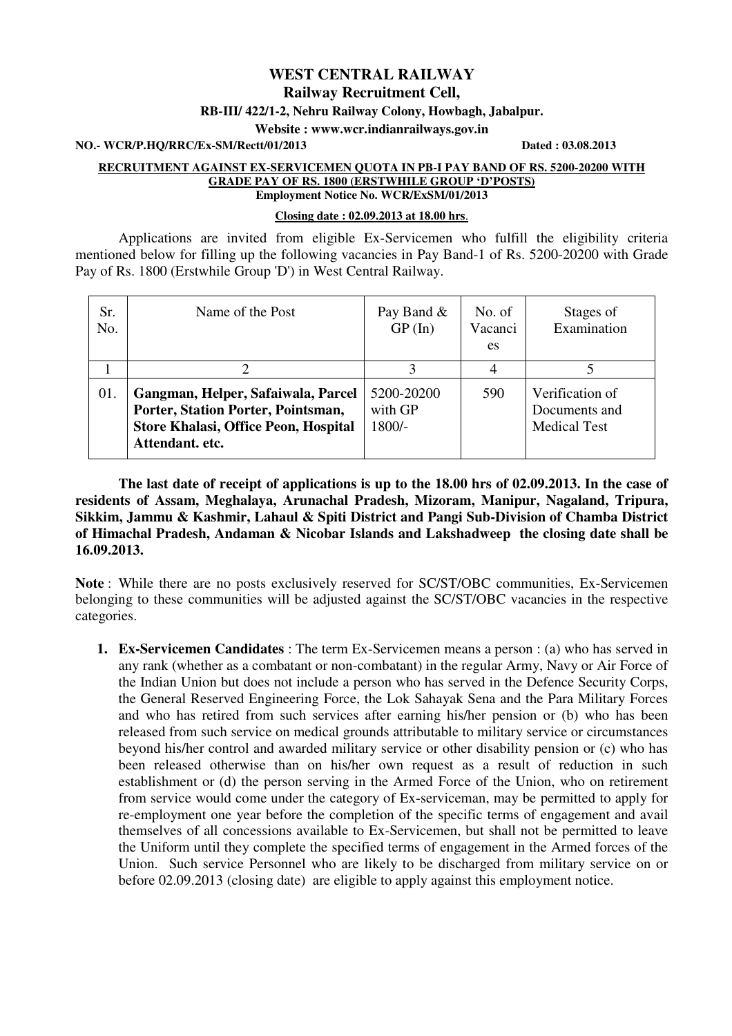# WEST CENTRAL RAILWAY

## Railway Recruitment Cell,

**RB-III/ 422/1-2, Nehru Railway Colony, Howbagh, Jabalpur.**

**Website : www.wcr.indianrailways.gov.in**

**NO.- WCR/P.HQ/RRC/Ex-SM/Rectt/01/2013** **Dated : 03.08.2013**

**RECRUITMENT AGAINST EX-SERVICEMEN QUOTA IN PB-I PAY BAND OF RS. 5200-20200 WITH GRADE PAY OF RS. 1800 (ERSTWHILE GROUP 'D'POSTS)**

**Employment Notice No. WCR/ExSM/01/2013**

**Closing date : 02.09.2013 at 18.00 hrs**.

Applications are invited from eligible Ex-Servicemen who fulfill the eligibility criteria mentioned below for filling up the following vacancies in Pay Band-1 of Rs. 5200-20200 with Grade Pay of Rs. 1800 (Erstwhile Group 'D') in West Central Railway.

| Sr. No. | Name of the Post | Pay Band & GP (In) | No. of Vacancies | Stages of Examination |
|---|---|---|---|---|
| 1 | 2 | 3 | 4 | 5 |
| 01. | **Gangman, Helper, Safaiwala, Parcel Porter, Station Porter, Pointsman, Store Khalasi, Office Peon, Hospital Attendant. etc.** | 5200-20200 with GP 1800/- | 590 | Verification of Documents and Medical Test |

**The last date of receipt of applications is up to the 18.00 hrs of 02.09.2013. In the case of residents of Assam, Meghalaya, Arunachal Pradesh, Mizoram, Manipur, Nagaland, Tripura, Sikkim, Jammu & Kashmir, Lahaul & Spiti District and Pangi Sub-Division of Chamba District of Himachal Pradesh, Andaman & Nicobar Islands and Lakshadweep the closing date shall be 16.09.2013.**

**Note** : While there are no posts exclusively reserved for SC/ST/OBC communities, Ex-Servicemen belonging to these communities will be adjusted against the SC/ST/OBC vacancies in the respective categories.

1. **Ex-Servicemen Candidates** : The term Ex-Servicemen means a person : (a) who has served in any rank (whether as a combatant or non-combatant) in the regular Army, Navy or Air Force of the Indian Union but does not include a person who has served in the Defence Security Corps, the General Reserved Engineering Force, the Lok Sahayak Sena and the Para Military Forces and who has retired from such services after earning his/her pension or (b) who has been released from such service on medical grounds attributable to military service or circumstances beyond his/her control and awarded military service or other disability pension or (c) who has been released otherwise than on his/her own request as a result of reduction in such establishment or (d) the person serving in the Armed Force of the Union, who on retirement from service would come under the category of Ex-serviceman, may be permitted to apply for re-employment one year before the completion of the specific terms of engagement and avail themselves of all concessions available to Ex-Servicemen, but shall not be permitted to leave the Uniform until they complete the specified terms of engagement in the Armed forces of the Union. Such service Personnel who are likely to be discharged from military service on or before 02.09.2013 (closing date) are eligible to apply against this employment notice.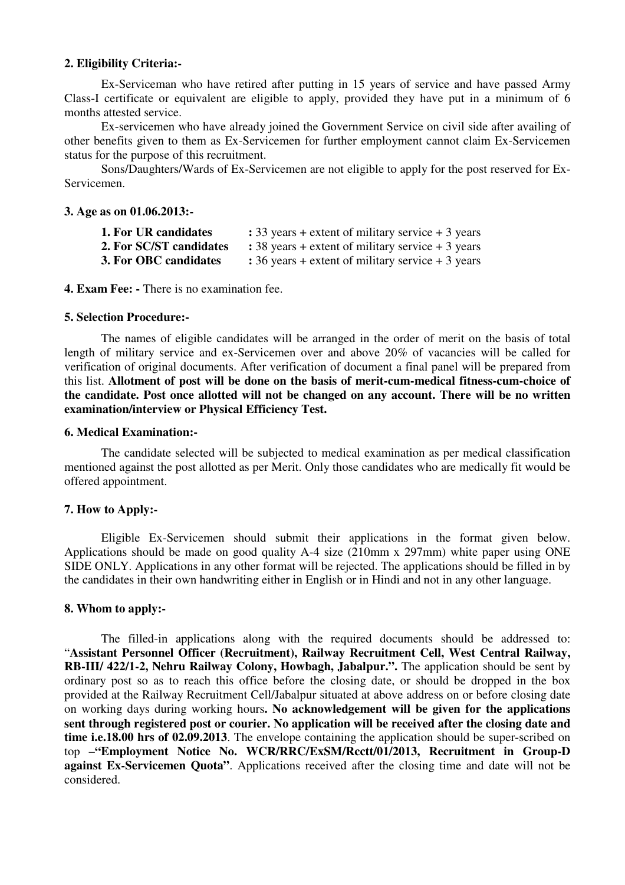**2. Eligibility Criteria:-**

Ex-Serviceman who have retired after putting in 15 years of service and have passed Army Class-I certificate or equivalent are eligible to apply, provided they have put in a minimum of 6 months attested service.

Ex-servicemen who have already joined the Government Service on civil side after availing of other benefits given to them as Ex-Servicemen for further employment cannot claim Ex-Servicemen status for the purpose of this recruitment.

Sons/Daughters/Wards of Ex-Servicemen are not eligible to apply for the post reserved for Ex-Servicemen.

**3. Age as on 01.06.2013:-**

| | |
|---|---|
| **1. For UR candidates** | **:** 33 years + extent of military service + 3 years |
| **2. For SC/ST candidates** | **:** 38 years + extent of military service + 3 years |
| **3. For OBC candidates** | **:** 36 years + extent of military service + 3 years |

**4. Exam Fee: -** There is no examination fee.

**5. Selection Procedure:-**

The names of eligible candidates will be arranged in the order of merit on the basis of total length of military service and ex-Servicemen over and above 20% of vacancies will be called for verification of original documents. After verification of document a final panel will be prepared from this list. **Allotment of post will be done on the basis of merit-cum-medical fitness-cum-choice of the candidate. Post once allotted will not be changed on any account. There will be no written examination/interview or Physical Efficiency Test.**

**6. Medical Examination:-**

The candidate selected will be subjected to medical examination as per medical classification mentioned against the post allotted as per Merit. Only those candidates who are medically fit would be offered appointment.

**7. How to Apply:-**

Eligible Ex-Servicemen should submit their applications in the format given below. Applications should be made on good quality A-4 size (210mm x 297mm) white paper using ONE SIDE ONLY. Applications in any other format will be rejected. The applications should be filled in by the candidates in their own handwriting either in English or in Hindi and not in any other language.

**8. Whom to apply:-**

The filled-in applications along with the required documents should be addressed to: "**Assistant Personnel Officer (Recruitment), Railway Recruitment Cell, West Central Railway, RB-III/ 422/1-2, Nehru Railway Colony, Howbagh, Jabalpur.".** The application should be sent by ordinary post so as to reach this office before the closing date, or should be dropped in the box provided at the Railway Recruitment Cell/Jabalpur situated at above address on or before closing date on working days during working hours**. No acknowledgement will be given for the applications sent through registered post or courier. No application will be received after the closing date and time i.e.18.00 hrs of 02.09.2013**. The envelope containing the application should be super-scribed on top –**"Employment Notice No. WCR/RRC/ExSM/Rcctt/01/2013, Recruitment in Group-D against Ex-Servicemen Quota"**. Applications received after the closing time and date will not be considered.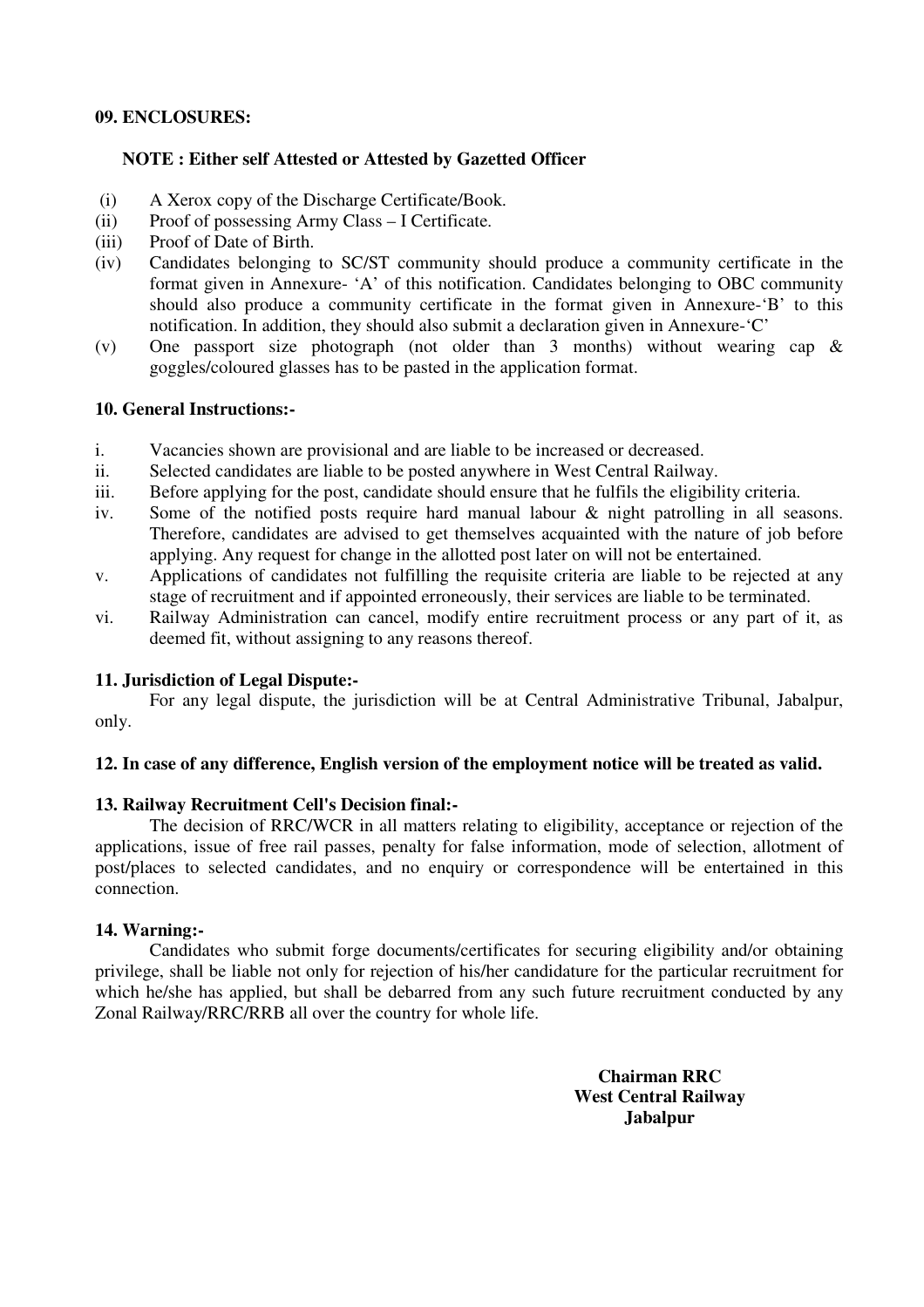**09. ENCLOSURES:**

**NOTE : Either self Attested or Attested by Gazetted Officer**

(i) A Xerox copy of the Discharge Certificate/Book.

(ii) Proof of possessing Army Class – I Certificate.

(iii) Proof of Date of Birth.

(iv) Candidates belonging to SC/ST community should produce a community certificate in the format given in Annexure- 'A' of this notification. Candidates belonging to OBC community should also produce a community certificate in the format given in Annexure-'B' to this notification. In addition, they should also submit a declaration given in Annexure-'C'

(v) One passport size photograph (not older than 3 months) without wearing cap & goggles/coloured glasses has to be pasted in the application format.

**10. General Instructions:-**

i. Vacancies shown are provisional and are liable to be increased or decreased.

ii. Selected candidates are liable to be posted anywhere in West Central Railway.

iii. Before applying for the post, candidate should ensure that he fulfils the eligibility criteria.

iv. Some of the notified posts require hard manual labour & night patrolling in all seasons. Therefore, candidates are advised to get themselves acquainted with the nature of job before applying. Any request for change in the allotted post later on will not be entertained.

v. Applications of candidates not fulfilling the requisite criteria are liable to be rejected at any stage of recruitment and if appointed erroneously, their services are liable to be terminated.

vi. Railway Administration can cancel, modify entire recruitment process or any part of it, as deemed fit, without assigning to any reasons thereof.

**11. Jurisdiction of Legal Dispute:-**

For any legal dispute, the jurisdiction will be at Central Administrative Tribunal, Jabalpur, only.

**12. In case of any difference, English version of the employment notice will be treated as valid.**

**13. Railway Recruitment Cell's Decision final:-**

The decision of RRC/WCR in all matters relating to eligibility, acceptance or rejection of the applications, issue of free rail passes, penalty for false information, mode of selection, allotment of post/places to selected candidates, and no enquiry or correspondence will be entertained in this connection.

**14. Warning:-**

Candidates who submit forge documents/certificates for securing eligibility and/or obtaining privilege, shall be liable not only for rejection of his/her candidature for the particular recruitment for which he/she has applied, but shall be debarred from any such future recruitment conducted by any Zonal Railway/RRC/RRB all over the country for whole life.

**Chairman RRC**
**West Central Railway**
**Jabalpur**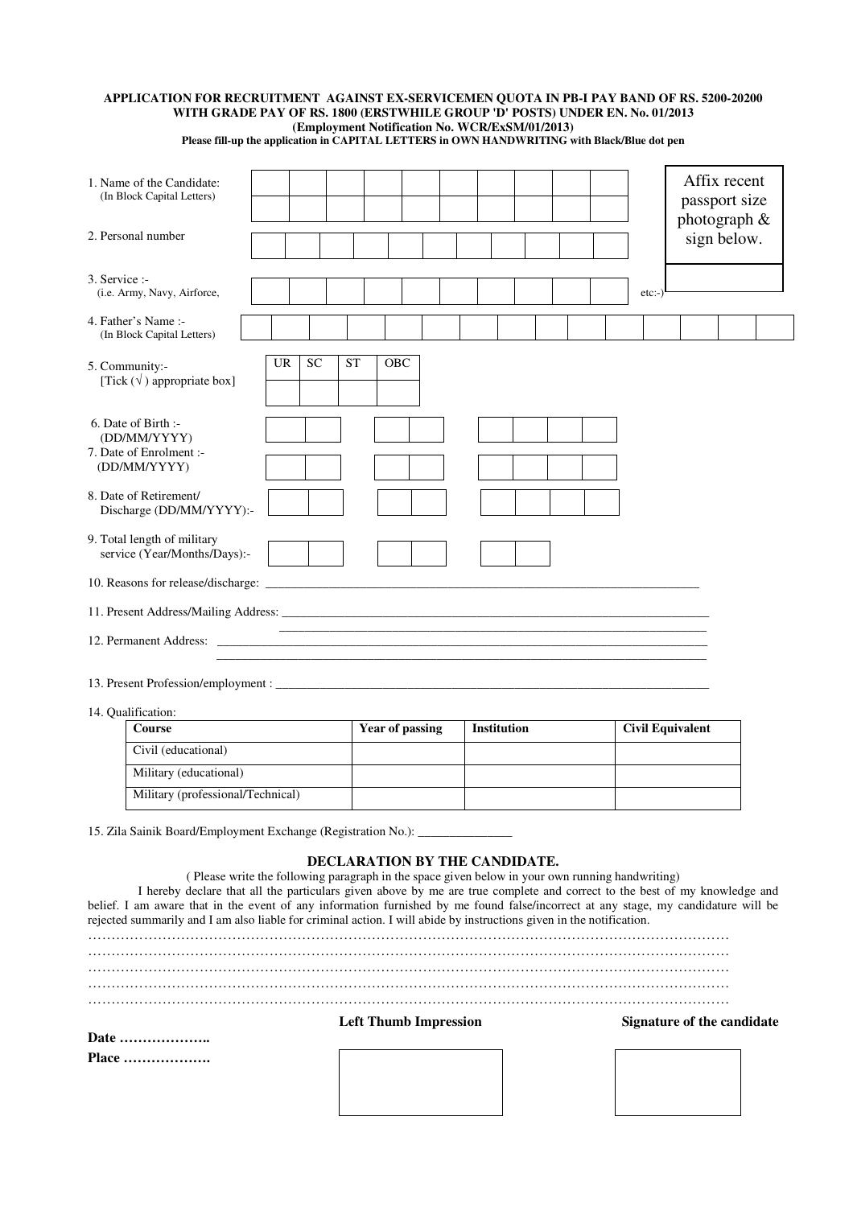**APPLICATION FOR RECRUITMENT AGAINST EX-SERVICEMEN QUOTA IN PB-I PAY BAND OF RS. 5200-20200 WITH GRADE PAY OF RS. 1800 (ERSTWHILE GROUP 'D' POSTS) UNDER EN. No. 01/2013**
**(Employment Notification No. WCR/ExSM/01/2013)**
**Please fill-up the application in CAPITAL LETTERS in OWN HANDWRITING with Black/Blue dot pen**

Affix recent passport size photograph & sign below.

1. Name of the Candidate:
   (In Block Capital Letters)

2. Personal number

3. Service :-
   (i.e. Army, Navy, Airforce, etc:-)

4. Father's Name :-
   (In Block Capital Letters)

5. Community:-
   [Tick (√) appropriate box]

| UR | SC | ST | OBC |
|---|---|---|---|
| | | | |

6. Date of Birth :-
   (DD/MM/YYYY)

7. Date of Enrolment :-
   (DD/MM/YYYY)

8. Date of Retirement/
   Discharge (DD/MM/YYYY):-

9. Total length of military
   service (Year/Months/Days):-

10. Reasons for release/discharge: ________________________________________________

11. Present Address/Mailing Address: ________________________________________________
________________________________________________

12. Permanent Address: ________________________________________________
________________________________________________

13. Present Profession/employment : ________________________________________________

14. Qualification:

| Course | Year of passing | Institution | Civil Equivalent |
|---|---|---|---|
| Civil (educational) | | | |
| Military (educational) | | | |
| Military (professional/Technical) | | | |

15. Zila Sainik Board/Employment Exchange (Registration No.): _______________

## DECLARATION BY THE CANDIDATE.

( Please write the following paragraph in the space given below in your own running handwriting)

I hereby declare that all the particulars given above by me are true complete and correct to the best of my knowledge and belief. I am aware that in the event of any information furnished by me found false/incorrect at any stage, my candidature will be rejected summarily and I am also liable for criminal action. I will abide by instructions given in the notification.

……………………………………………………………………………………………………………
……………………………………………………………………………………………………………
……………………………………………………………………………………………………………
……………………………………………………………………………………………………………
……………………………………………………………………………………………………………

**Left Thumb Impression** **Signature of the candidate**

**Date ………………..**

**Place ……………….**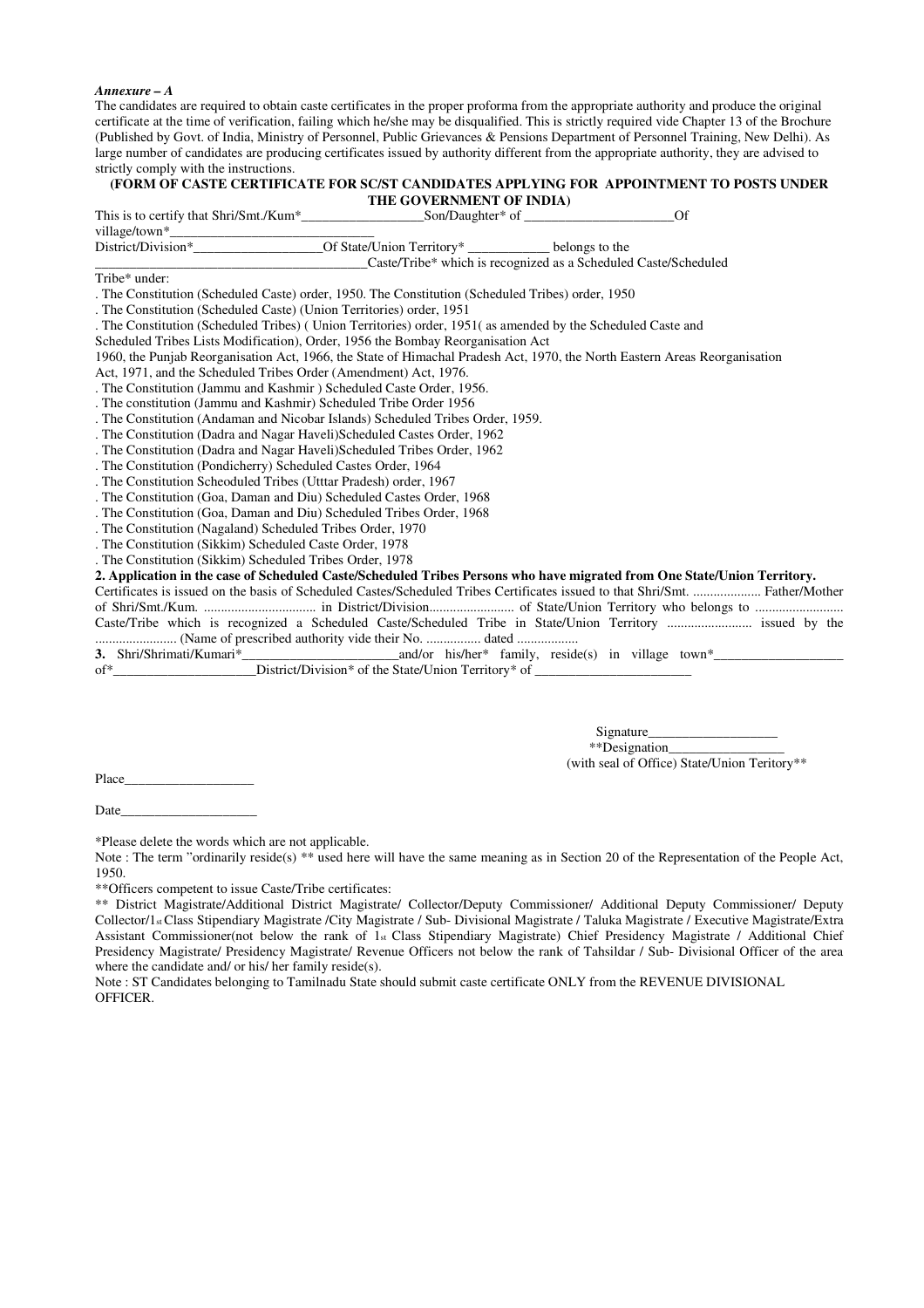*Annexure – A*

The candidates are required to obtain caste certificates in the proper proforma from the appropriate authority and produce the original certificate at the time of verification, failing which he/she may be disqualified. This is strictly required vide Chapter 13 of the Brochure (Published by Govt. of India, Ministry of Personnel, Public Grievances & Pensions Department of Personnel Training, New Delhi). As large number of candidates are producing certificates issued by authority different from the appropriate authority, they are advised to strictly comply with the instructions.

**(FORM OF CASTE CERTIFICATE FOR SC/ST CANDIDATES APPLYING FOR APPOINTMENT TO POSTS UNDER THE GOVERNMENT OF INDIA)**

This is to certify that Shri/Smt./Kum*__________________Son/Daughter* of ______________________Of village/town*______________________________ District/Division*___________________Of State/Union Territory* ____________ belongs to the __________________________________________Caste/Tribe* which is recognized as a Scheduled Caste/Scheduled Tribe* under:

. The Constitution (Scheduled Caste) order, 1950. The Constitution (Scheduled Tribes) order, 1950
. The Constitution (Scheduled Caste) (Union Territories) order, 1951
. The Constitution (Scheduled Tribes) ( Union Territories) order, 1951( as amended by the Scheduled Caste and Scheduled Tribes Lists Modification), Order, 1956 the Bombay Reorganisation Act 1960, the Punjab Reorganisation Act, 1966, the State of Himachal Pradesh Act, 1970, the North Eastern Areas Reorganisation Act, 1971, and the Scheduled Tribes Order (Amendment) Act, 1976.
. The Constitution (Jammu and Kashmir ) Scheduled Caste Order, 1956.
. The constitution (Jammu and Kashmir) Scheduled Tribe Order 1956
. The Constitution (Andaman and Nicobar Islands) Scheduled Tribes Order, 1959.
. The Constitution (Dadra and Nagar Haveli)Scheduled Castes Order, 1962
. The Constitution (Dadra and Nagar Haveli)Scheduled Tribes Order, 1962
. The Constitution (Pondicherry) Scheduled Castes Order, 1964
. The Constitution Scheoduled Tribes (Utttar Pradesh) order, 1967
. The Constitution (Goa, Daman and Diu) Scheduled Castes Order, 1968
. The Constitution (Goa, Daman and Diu) Scheduled Tribes Order, 1968
. The Constitution (Nagaland) Scheduled Tribes Order, 1970
. The Constitution (Sikkim) Scheduled Caste Order, 1978
. The Constitution (Sikkim) Scheduled Tribes Order, 1978

**2. Application in the case of Scheduled Caste/Scheduled Tribes Persons who have migrated from One State/Union Territory.**

Certificates is issued on the basis of Scheduled Castes/Scheduled Tribes Certificates issued to that Shri/Smt. .................... Father/Mother of Shri/Smt./Kum. ................................ in District/Division........................ of State/Union Territory who belongs to .......................... Caste/Tribe which is recognized a Scheduled Caste/Scheduled Tribe in State/Union Territory ........................ issued by the ........................ (Name of prescribed authority vide their No. ................ dated ..................

**3.** Shri/Shrimati/Kumari*________________________and/or his/her* family, reside(s) in village town*___________________ of*_____________________District/Division* of the State/Union Territory* of _______________________

Signature___________________
**Designation_________________
(with seal of Office) State/Union Teritory**

Place___________________

Date____________________

*Please delete the words which are not applicable.

Note : The term "ordinarily reside(s) ** used here will have the same meaning as in Section 20 of the Representation of the People Act, 1950.

**Officers competent to issue Caste/Tribe certificates:

** District Magistrate/Additional District Magistrate/ Collector/Deputy Commissioner/ Additional Deputy Commissioner/ Deputy Collector/1st Class Stipendiary Magistrate /City Magistrate / Sub- Divisional Magistrate / Taluka Magistrate / Executive Magistrate/Extra Assistant Commissioner(not below the rank of 1st Class Stipendiary Magistrate) Chief Presidency Magistrate / Additional Chief Presidency Magistrate/ Presidency Magistrate/ Revenue Officers not below the rank of Tahsildar / Sub- Divisional Officer of the area where the candidate and/ or his/ her family reside(s).

Note : ST Candidates belonging to Tamilnadu State should submit caste certificate ONLY from the REVENUE DIVISIONAL OFFICER.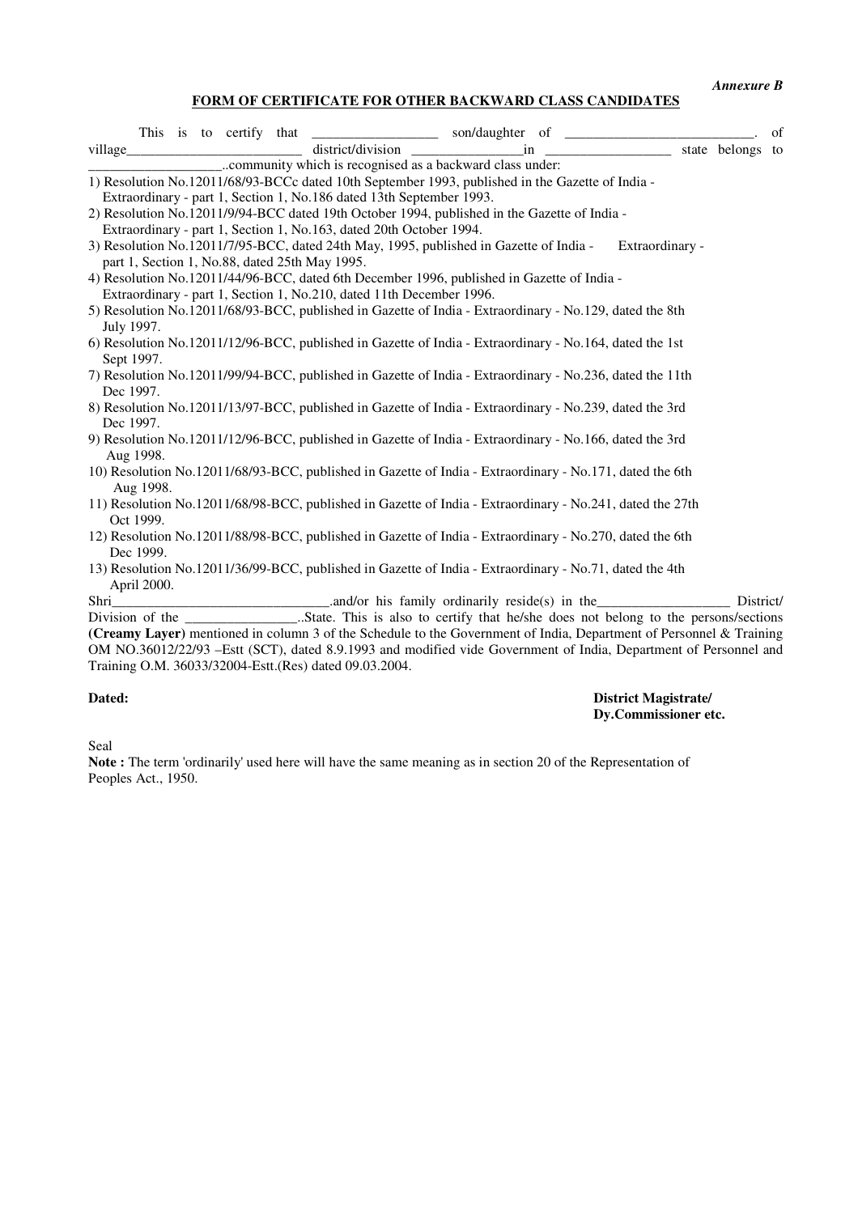*Annexure B*

**FORM OF CERTIFICATE FOR OTHER BACKWARD CLASS CANDIDATES**

This is to certify that __________________ son/daughter of ___________________________. of village_________________________ district/division ________________in __________________ state belongs to ___________________..community which is recognised as a backward class under:

1) Resolution No.12011/68/93-BCCc dated 10th September 1993, published in the Gazette of India - Extraordinary - part 1, Section 1, No.186 dated 13th September 1993.
2) Resolution No.12011/9/94-BCC dated 19th October 1994, published in the Gazette of India - Extraordinary - part 1, Section 1, No.163, dated 20th October 1994.
3) Resolution No.12011/7/95-BCC, dated 24th May, 1995, published in Gazette of India - Extraordinary - part 1, Section 1, No.88, dated 25th May 1995.
4) Resolution No.12011/44/96-BCC, dated 6th December 1996, published in Gazette of India - Extraordinary - part 1, Section 1, No.210, dated 11th December 1996.
5) Resolution No.12011/68/93-BCC, published in Gazette of India - Extraordinary - No.129, dated the 8th July 1997.
6) Resolution No.12011/12/96-BCC, published in Gazette of India - Extraordinary - No.164, dated the 1st Sept 1997.
7) Resolution No.12011/99/94-BCC, published in Gazette of India - Extraordinary - No.236, dated the 11th Dec 1997.
8) Resolution No.12011/13/97-BCC, published in Gazette of India - Extraordinary - No.239, dated the 3rd Dec 1997.
9) Resolution No.12011/12/96-BCC, published in Gazette of India - Extraordinary - No.166, dated the 3rd Aug 1998.
10) Resolution No.12011/68/93-BCC, published in Gazette of India - Extraordinary - No.171, dated the 6th Aug 1998.
11) Resolution No.12011/68/98-BCC, published in Gazette of India - Extraordinary - No.241, dated the 27th Oct 1999.
12) Resolution No.12011/88/98-BCC, published in Gazette of India - Extraordinary - No.270, dated the 6th Dec 1999.
13) Resolution No.12011/36/99-BCC, published in Gazette of India - Extraordinary - No.71, dated the 4th April 2000.

Shri________________________________.and/or his family ordinarily reside(s) in the___________________ District/ Division of the ________________..State. This is also to certify that he/she does not belong to the persons/sections **(Creamy Layer)** mentioned in column 3 of the Schedule to the Government of India, Department of Personnel & Training OM NO.36012/22/93 –Estt (SCT), dated 8.9.1993 and modified vide Government of India, Department of Personnel and Training O.M. 36033/32004-Estt.(Res) dated 09.03.2004.

**Dated:**

**District Magistrate/**
**Dy.Commissioner etc.**

Seal

**Note :** The term 'ordinarily' used here will have the same meaning as in section 20 of the Representation of Peoples Act., 1950.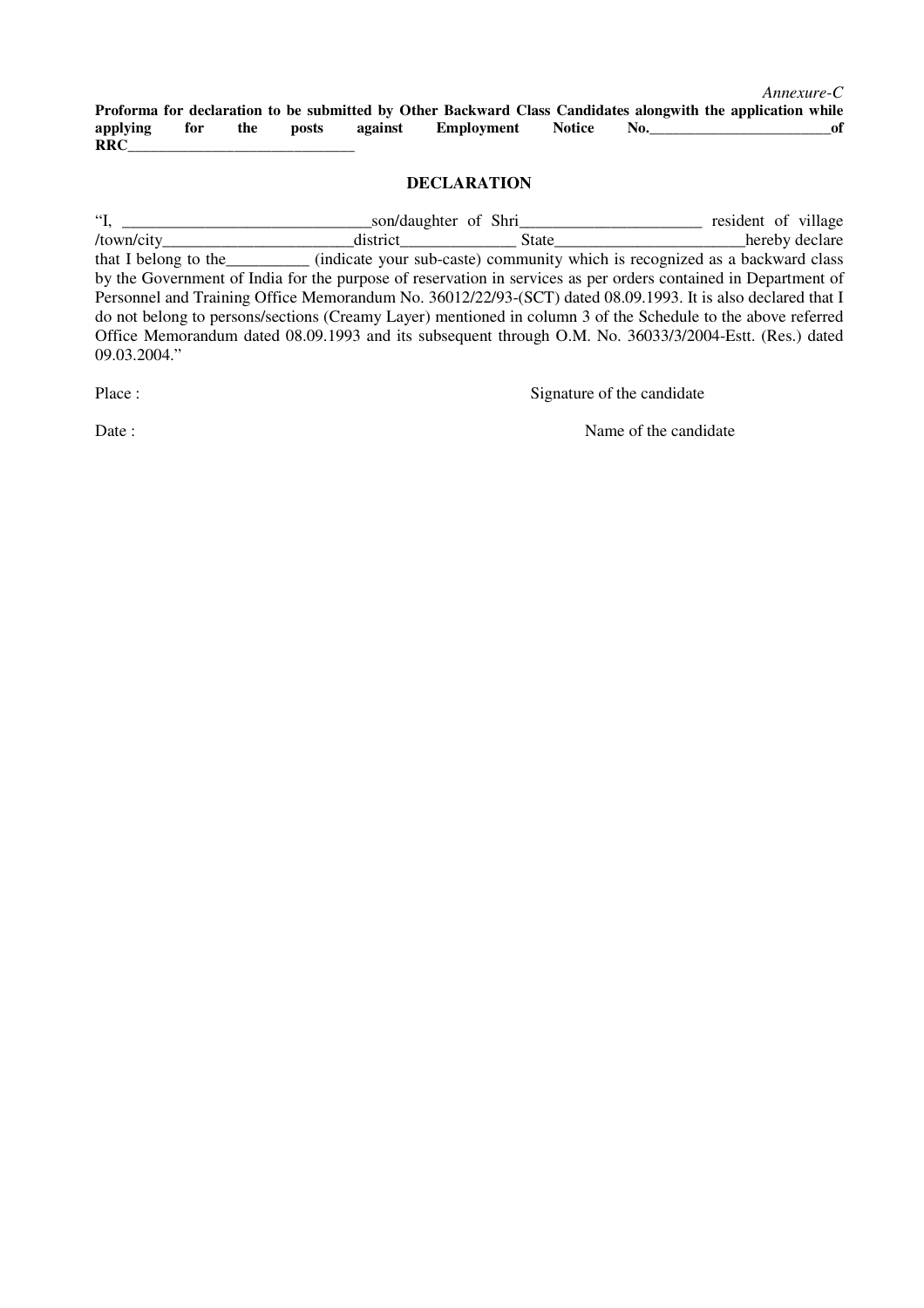*Annexure-C*

**Proforma for declaration to be submitted by Other Backward Class Candidates alongwith the application while applying for the posts against Employment Notice No.________________________of RRC______________________________**

## DECLARATION

"I, ______________________________son/daughter of Shri______________________ resident of village /town/city_______________________district______________ State_______________________hereby declare that I belong to the__________ (indicate your sub-caste) community which is recognized as a backward class by the Government of India for the purpose of reservation in services as per orders contained in Department of Personnel and Training Office Memorandum No. 36012/22/93-(SCT) dated 08.09.1993. It is also declared that I do not belong to persons/sections (Creamy Layer) mentioned in column 3 of the Schedule to the above referred Office Memorandum dated 08.09.1993 and its subsequent through O.M. No. 36033/3/2004-Estt. (Res.) dated 09.03.2004."

Place : Signature of the candidate

Date : Name of the candidate